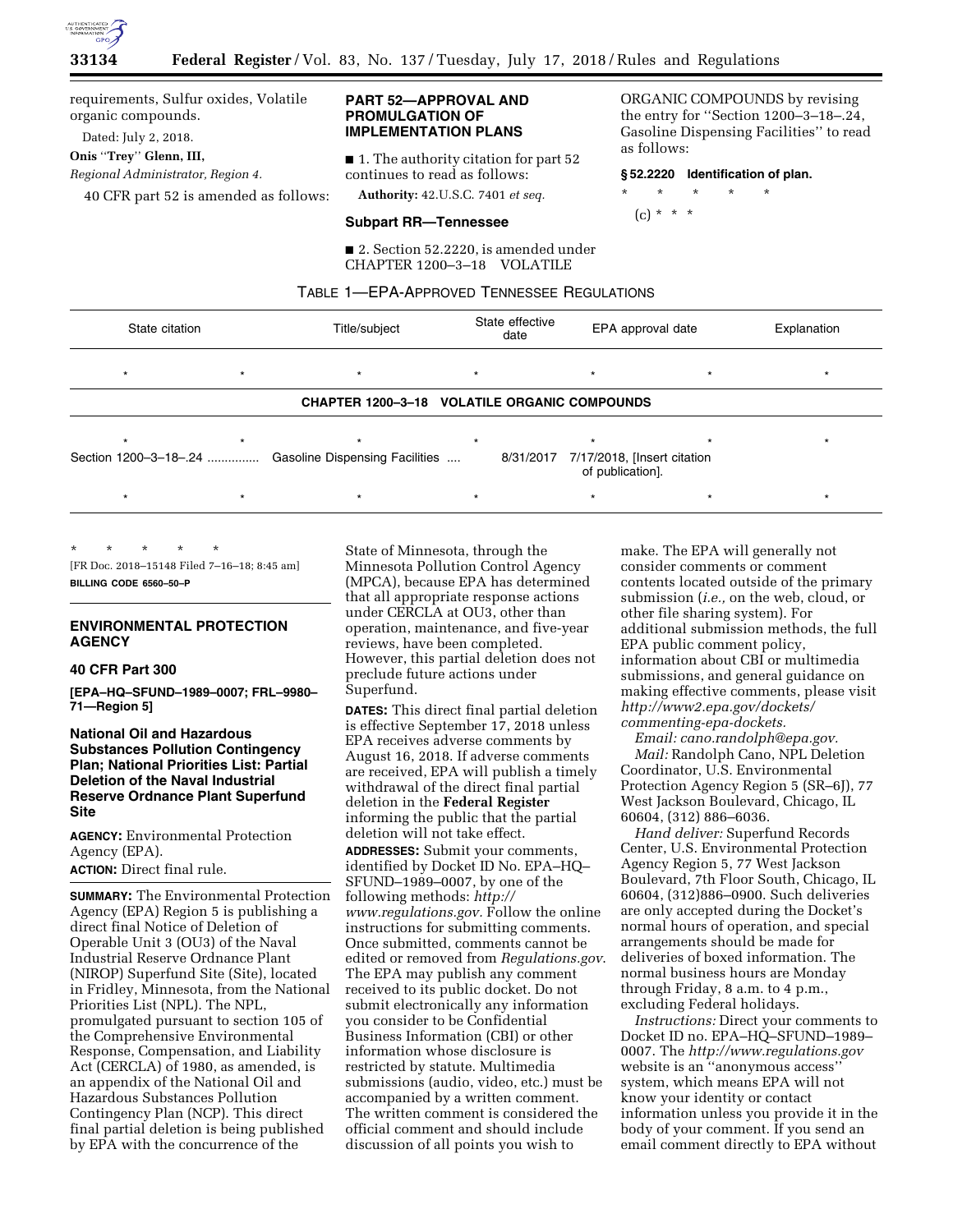requirements, Sulfur oxides, Volatile organic compounds.

Dated: July 2, 2018.

**Onis "Trey" Glenn, III,**

*Regional Administrator, Region 4.*

40 CFR part 52 is amended as follows:

## PART 52—APPROVAL AND PROMULGATION OF IMPLEMENTATION PLANS

■ 1. The authority citation for part 52 continues to read as follows:

**Authority:** 42.U.S.C. 7401 *et seq.*

### Subpart RR—Tennessee

■ 2. Section 52.2220, is amended under CHAPTER 1200–3–18 VOLATILE ORGANIC COMPOUNDS by revising the entry for "Section 1200–3–18–.24, Gasoline Dispensing Facilities" to read as follows:

**§ 52.2220 Identification of plan.**

\* \* \* \* \*

(c) \* \* \*

TABLE 1—EPA-APPROVED TENNESSEE REGULATIONS

| State citation | Title/subject | State effective date | EPA approval date | Explanation |
|---|---|---|---|---|
| * * | * | * | * * | * |
| **CHAPTER 1200–3–18 VOLATILE ORGANIC COMPOUNDS** | | | | |
| * * | * | * | * * | * |
| Section 1200–3–18–.24 | Gasoline Dispensing Facilities | 8/31/2017 | 7/17/2018, [Insert citation of publication]. | |
| * * | * | * | * * | * |

\* \* \* \* \*

[FR Doc. 2018–15148 Filed 7–16–18; 8:45 am]

**BILLING CODE 6560–50–P**

## ENVIRONMENTAL PROTECTION AGENCY

### 40 CFR Part 300

**[EPA–HQ–SFUND–1989–0007; FRL–9980–71—Region 5]**

### National Oil and Hazardous Substances Pollution Contingency Plan; National Priorities List: Partial Deletion of the Naval Industrial Reserve Ordnance Plant Superfund Site

**AGENCY:** Environmental Protection Agency (EPA).

**ACTION:** Direct final rule.

**SUMMARY:** The Environmental Protection Agency (EPA) Region 5 is publishing a direct final Notice of Deletion of Operable Unit 3 (OU3) of the Naval Industrial Reserve Ordnance Plant (NIROP) Superfund Site (Site), located in Fridley, Minnesota, from the National Priorities List (NPL). The NPL, promulgated pursuant to section 105 of the Comprehensive Environmental Response, Compensation, and Liability Act (CERCLA) of 1980, as amended, is an appendix of the National Oil and Hazardous Substances Pollution Contingency Plan (NCP). This direct final partial deletion is being published by EPA with the concurrence of the State of Minnesota, through the Minnesota Pollution Control Agency (MPCA), because EPA has determined that all appropriate response actions under CERCLA at OU3, other than operation, maintenance, and five-year reviews, have been completed. However, this partial deletion does not preclude future actions under Superfund.

**DATES:** This direct final partial deletion is effective September 17, 2018 unless EPA receives adverse comments by August 16, 2018. If adverse comments are received, EPA will publish a timely withdrawal of the direct final partial deletion in the **Federal Register** informing the public that the partial deletion will not take effect.

**ADDRESSES:** Submit your comments, identified by Docket ID No. EPA–HQ–SFUND–1989–0007, by one of the following methods: *http://www.regulations.gov.* Follow the online instructions for submitting comments. Once submitted, comments cannot be edited or removed from *Regulations.gov*. The EPA may publish any comment received to its public docket. Do not submit electronically any information you consider to be Confidential Business Information (CBI) or other information whose disclosure is restricted by statute. Multimedia submissions (audio, video, etc.) must be accompanied by a written comment. The written comment is considered the official comment and should include discussion of all points you wish to make. The EPA will generally not consider comments or comment contents located outside of the primary submission (*i.e.,* on the web, cloud, or other file sharing system). For additional submission methods, the full EPA public comment policy, information about CBI or multimedia submissions, and general guidance on making effective comments, please visit *http://www2.epa.gov/dockets/commenting-epa-dockets.*

*Email: cano.randolph@epa.gov.*

*Mail:* Randolph Cano, NPL Deletion Coordinator, U.S. Environmental Protection Agency Region 5 (SR–6J), 77 West Jackson Boulevard, Chicago, IL 60604, (312) 886–6036.

*Hand deliver:* Superfund Records Center, U.S. Environmental Protection Agency Region 5, 77 West Jackson Boulevard, 7th Floor South, Chicago, IL 60604, (312)886–0900. Such deliveries are only accepted during the Docket's normal hours of operation, and special arrangements should be made for deliveries of boxed information. The normal business hours are Monday through Friday, 8 a.m. to 4 p.m., excluding Federal holidays.

*Instructions:* Direct your comments to Docket ID no. EPA–HQ–SFUND–1989–0007. The *http://www.regulations.gov* website is an "anonymous access" system, which means EPA will not know your identity or contact information unless you provide it in the body of your comment. If you send an email comment directly to EPA without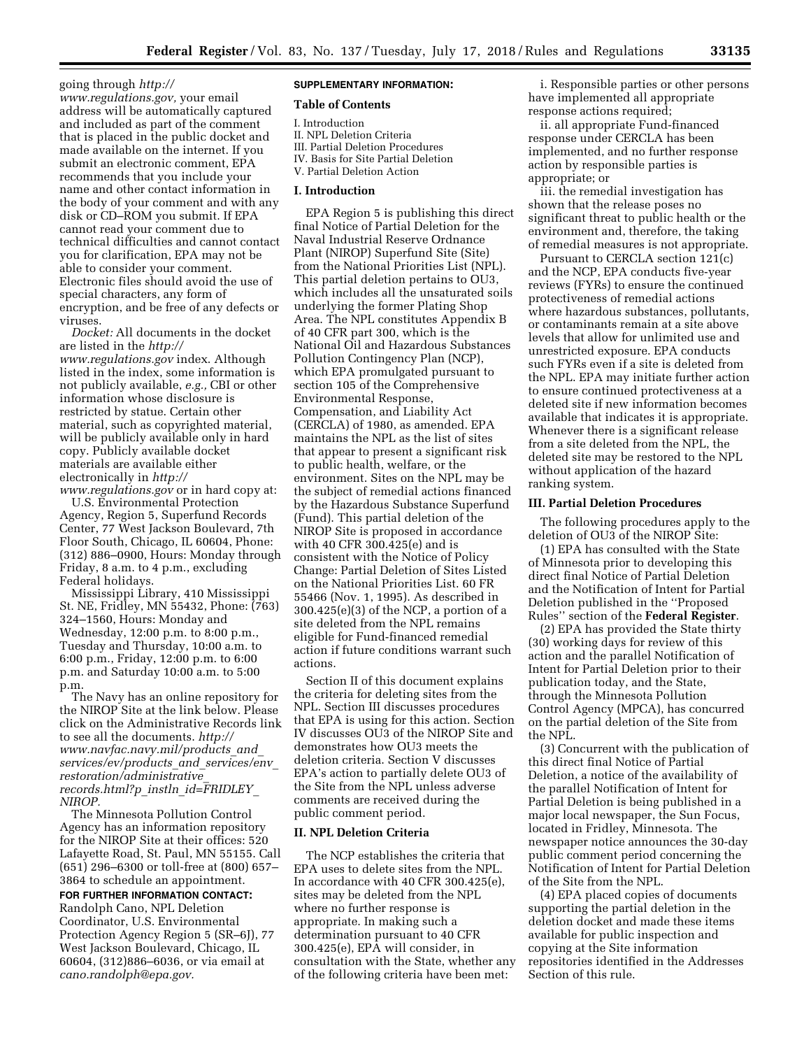going through *http://www.regulations.gov,* your email address will be automatically captured and included as part of the comment that is placed in the public docket and made available on the internet. If you submit an electronic comment, EPA recommends that you include your name and other contact information in the body of your comment and with any disk or CD–ROM you submit. If EPA cannot read your comment due to technical difficulties and cannot contact you for clarification, EPA may not be able to consider your comment. Electronic files should avoid the use of special characters, any form of encryption, and be free of any defects or viruses.

*Docket:* All documents in the docket are listed in the *http://www.regulations.gov* index. Although listed in the index, some information is not publicly available, *e.g.,* CBI or other information whose disclosure is restricted by statue. Certain other material, such as copyrighted material, will be publicly available only in hard copy. Publicly available docket materials are available either electronically in *http://www.regulations.gov* or in hard copy at:

U.S. Environmental Protection Agency, Region 5, Superfund Records Center, 77 West Jackson Boulevard, 7th Floor South, Chicago, IL 60604, Phone: (312) 886–0900, Hours: Monday through Friday, 8 a.m. to 4 p.m., excluding Federal holidays.

Mississippi Library, 410 Mississippi St. NE, Fridley, MN 55432, Phone: (763) 324–1560, Hours: Monday and Wednesday, 12:00 p.m. to 8:00 p.m., Tuesday and Thursday, 10:00 a.m. to 6:00 p.m., Friday, 12:00 p.m. to 6:00 p.m. and Saturday 10:00 a.m. to 5:00 p.m.

The Navy has an online repository for the NIROP Site at the link below. Please click on the Administrative Records link to see all the documents. *http://www.navfac.navy.mil/products_and_services/ev/products_and_services/env_restoration/administrative_records.html?p_instln_id=FRIDLEY_NIROP.*

The Minnesota Pollution Control Agency has an information repository for the NIROP Site at their offices: 520 Lafayette Road, St. Paul, MN 55155. Call (651) 296–6300 or toll-free at (800) 657–3864 to schedule an appointment.

**FOR FURTHER INFORMATION CONTACT:** Randolph Cano, NPL Deletion Coordinator, U.S. Environmental Protection Agency Region 5 (SR–6J), 77 West Jackson Boulevard, Chicago, IL 60604, (312)886–6036, or via email at *cano.randolph@epa.gov.*

**SUPPLEMENTARY INFORMATION:**

**Table of Contents**

I. Introduction
II. NPL Deletion Criteria
III. Partial Deletion Procedures
IV. Basis for Site Partial Deletion
V. Partial Deletion Action

## I. Introduction

EPA Region 5 is publishing this direct final Notice of Partial Deletion for the Naval Industrial Reserve Ordnance Plant (NIROP) Superfund Site (Site) from the National Priorities List (NPL). This partial deletion pertains to OU3, which includes all the unsaturated soils underlying the former Plating Shop Area. The NPL constitutes Appendix B of 40 CFR part 300, which is the National Oil and Hazardous Substances Pollution Contingency Plan (NCP), which EPA promulgated pursuant to section 105 of the Comprehensive Environmental Response, Compensation, and Liability Act (CERCLA) of 1980, as amended. EPA maintains the NPL as the list of sites that appear to present a significant risk to public health, welfare, or the environment. Sites on the NPL may be the subject of remedial actions financed by the Hazardous Substance Superfund (Fund). This partial deletion of the NIROP Site is proposed in accordance with 40 CFR 300.425(e) and is consistent with the Notice of Policy Change: Partial Deletion of Sites Listed on the National Priorities List. 60 FR 55466 (Nov. 1, 1995). As described in 300.425(e)(3) of the NCP, a portion of a site deleted from the NPL remains eligible for Fund-financed remedial action if future conditions warrant such actions.

Section II of this document explains the criteria for deleting sites from the NPL. Section III discusses procedures that EPA is using for this action. Section IV discusses OU3 of the NIROP Site and demonstrates how OU3 meets the deletion criteria. Section V discusses EPA's action to partially delete OU3 of the Site from the NPL unless adverse comments are received during the public comment period.

## II. NPL Deletion Criteria

The NCP establishes the criteria that EPA uses to delete sites from the NPL. In accordance with 40 CFR 300.425(e), sites may be deleted from the NPL where no further response is appropriate. In making such a determination pursuant to 40 CFR 300.425(e), EPA will consider, in consultation with the State, whether any of the following criteria have been met:

i. Responsible parties or other persons have implemented all appropriate response actions required;

ii. all appropriate Fund-financed response under CERCLA has been implemented, and no further response action by responsible parties is appropriate; or

iii. the remedial investigation has shown that the release poses no significant threat to public health or the environment and, therefore, the taking of remedial measures is not appropriate.

Pursuant to CERCLA section 121(c) and the NCP, EPA conducts five-year reviews (FYRs) to ensure the continued protectiveness of remedial actions where hazardous substances, pollutants, or contaminants remain at a site above levels that allow for unlimited use and unrestricted exposure. EPA conducts such FYRs even if a site is deleted from the NPL. EPA may initiate further action to ensure continued protectiveness at a deleted site if new information becomes available that indicates it is appropriate. Whenever there is a significant release from a site deleted from the NPL, the deleted site may be restored to the NPL without application of the hazard ranking system.

## III. Partial Deletion Procedures

The following procedures apply to the deletion of OU3 of the NIROP Site:

(1) EPA has consulted with the State of Minnesota prior to developing this direct final Notice of Partial Deletion and the Notification of Intent for Partial Deletion published in the ''Proposed Rules'' section of the **Federal Register**.

(2) EPA has provided the State thirty (30) working days for review of this action and the parallel Notification of Intent for Partial Deletion prior to their publication today, and the State, through the Minnesota Pollution Control Agency (MPCA), has concurred on the partial deletion of the Site from the NPL.

(3) Concurrent with the publication of this direct final Notice of Partial Deletion, a notice of the availability of the parallel Notification of Intent for Partial Deletion is being published in a major local newspaper, the Sun Focus, located in Fridley, Minnesota. The newspaper notice announces the 30-day public comment period concerning the Notification of Intent for Partial Deletion of the Site from the NPL.

(4) EPA placed copies of documents supporting the partial deletion in the deletion docket and made these items available for public inspection and copying at the Site information repositories identified in the Addresses Section of this rule.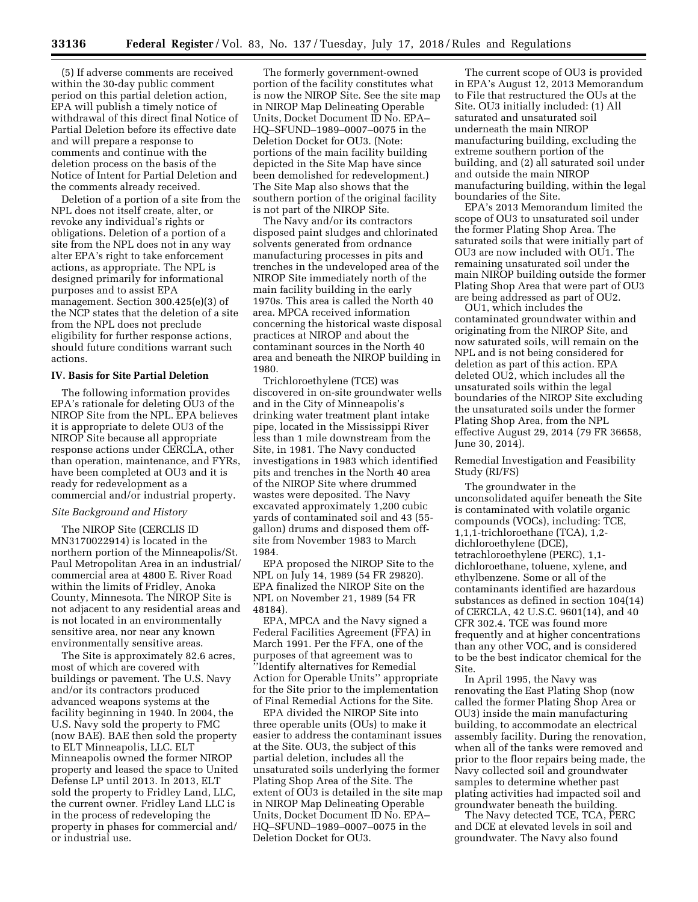(5) If adverse comments are received within the 30-day public comment period on this partial deletion action, EPA will publish a timely notice of withdrawal of this direct final Notice of Partial Deletion before its effective date and will prepare a response to comments and continue with the deletion process on the basis of the Notice of Intent for Partial Deletion and the comments already received.

Deletion of a portion of a site from the NPL does not itself create, alter, or revoke any individual's rights or obligations. Deletion of a portion of a site from the NPL does not in any way alter EPA's right to take enforcement actions, as appropriate. The NPL is designed primarily for informational purposes and to assist EPA management. Section 300.425(e)(3) of the NCP states that the deletion of a site from the NPL does not preclude eligibility for further response actions, should future conditions warrant such actions.

## IV. Basis for Site Partial Deletion

The following information provides EPA's rationale for deleting OU3 of the NIROP Site from the NPL. EPA believes it is appropriate to delete OU3 of the NIROP Site because all appropriate response actions under CERCLA, other than operation, maintenance, and FYRs, have been completed at OU3 and it is ready for redevelopment as a commercial and/or industrial property.

*Site Background and History*

The NIROP Site (CERCLIS ID MN3170022914) is located in the northern portion of the Minneapolis/St. Paul Metropolitan Area in an industrial/commercial area at 4800 E. River Road within the limits of Fridley, Anoka County, Minnesota. The NIROP Site is not adjacent to any residential areas and is not located in an environmentally sensitive area, nor near any known environmentally sensitive areas.

The Site is approximately 82.6 acres, most of which are covered with buildings or pavement. The U.S. Navy and/or its contractors produced advanced weapons systems at the facility beginning in 1940. In 2004, the U.S. Navy sold the property to FMC (now BAE). BAE then sold the property to ELT Minneapolis, LLC. ELT Minneapolis owned the former NIROP property and leased the space to United Defense LP until 2013. In 2013, ELT sold the property to Fridley Land, LLC, the current owner. Fridley Land LLC is in the process of redeveloping the property in phases for commercial and/or industrial use.

The formerly government-owned portion of the facility constitutes what is now the NIROP Site. See the site map in NIROP Map Delineating Operable Units, Docket Document ID No. EPA–HQ–SFUND–1989–0007–0075 in the Deletion Docket for OU3. (Note: portions of the main facility building depicted in the Site Map have since been demolished for redevelopment.) The Site Map also shows that the southern portion of the original facility is not part of the NIROP Site.

The Navy and/or its contractors disposed paint sludges and chlorinated solvents generated from ordnance manufacturing processes in pits and trenches in the undeveloped area of the NIROP Site immediately north of the main facility building in the early 1970s. This area is called the North 40 area. MPCA received information concerning the historical waste disposal practices at NIROP and about the contaminant sources in the North 40 area and beneath the NIROP building in 1980.

Trichloroethylene (TCE) was discovered in on-site groundwater wells and in the City of Minneapolis's drinking water treatment plant intake pipe, located in the Mississippi River less than 1 mile downstream from the Site, in 1981. The Navy conducted investigations in 1983 which identified pits and trenches in the North 40 area of the NIROP Site where drummed wastes were deposited. The Navy excavated approximately 1,200 cubic yards of contaminated soil and 43 (55-gallon) drums and disposed them off-site from November 1983 to March 1984.

EPA proposed the NIROP Site to the NPL on July 14, 1989 (54 FR 29820). EPA finalized the NIROP Site on the NPL on November 21, 1989 (54 FR 48184).

EPA, MPCA and the Navy signed a Federal Facilities Agreement (FFA) in March 1991. Per the FFA, one of the purposes of that agreement was to ''Identify alternatives for Remedial Action for Operable Units'' appropriate for the Site prior to the implementation of Final Remedial Actions for the Site.

EPA divided the NIROP Site into three operable units (OUs) to make it easier to address the contaminant issues at the Site. OU3, the subject of this partial deletion, includes all the unsaturated soils underlying the former Plating Shop Area of the Site. The extent of OU3 is detailed in the site map in NIROP Map Delineating Operable Units, Docket Document ID No. EPA–HQ–SFUND–1989–0007–0075 in the Deletion Docket for OU3.

The current scope of OU3 is provided in EPA's August 12, 2013 Memorandum to File that restructured the OUs at the Site. OU3 initially included: (1) All saturated and unsaturated soil underneath the main NIROP manufacturing building, excluding the extreme southern portion of the building, and (2) all saturated soil under and outside the main NIROP manufacturing building, within the legal boundaries of the Site.

EPA's 2013 Memorandum limited the scope of OU3 to unsaturated soil under the former Plating Shop Area. The saturated soils that were initially part of OU3 are now included with OU1. The remaining unsaturated soil under the main NIROP building outside the former Plating Shop Area that were part of OU3 are being addressed as part of OU2.

OU1, which includes the contaminated groundwater within and originating from the NIROP Site, and now saturated soils, will remain on the NPL and is not being considered for deletion as part of this action. EPA deleted OU2, which includes all the unsaturated soils within the legal boundaries of the NIROP Site excluding the unsaturated soils under the former Plating Shop Area, from the NPL effective August 29, 2014 (79 FR 36658, June 30, 2014).

Remedial Investigation and Feasibility Study (RI/FS)

The groundwater in the unconsolidated aquifer beneath the Site is contaminated with volatile organic compounds (VOCs), including: TCE, 1,1,1-trichloroethane (TCA), 1,2-dichloroethylene (DCE), tetrachloroethylene (PERC), 1,1-dichloroethane, toluene, xylene, and ethylbenzene. Some or all of the contaminants identified are hazardous substances as defined in section 104(14) of CERCLA, 42 U.S.C. 9601(14), and 40 CFR 302.4. TCE was found more frequently and at higher concentrations than any other VOC, and is considered to be the best indicator chemical for the Site.

In April 1995, the Navy was renovating the East Plating Shop (now called the former Plating Shop Area or OU3) inside the main manufacturing building, to accommodate an electrical assembly facility. During the renovation, when all of the tanks were removed and prior to the floor repairs being made, the Navy collected soil and groundwater samples to determine whether past plating activities had impacted soil and groundwater beneath the building.

The Navy detected TCE, TCA, PERC and DCE at elevated levels in soil and groundwater. The Navy also found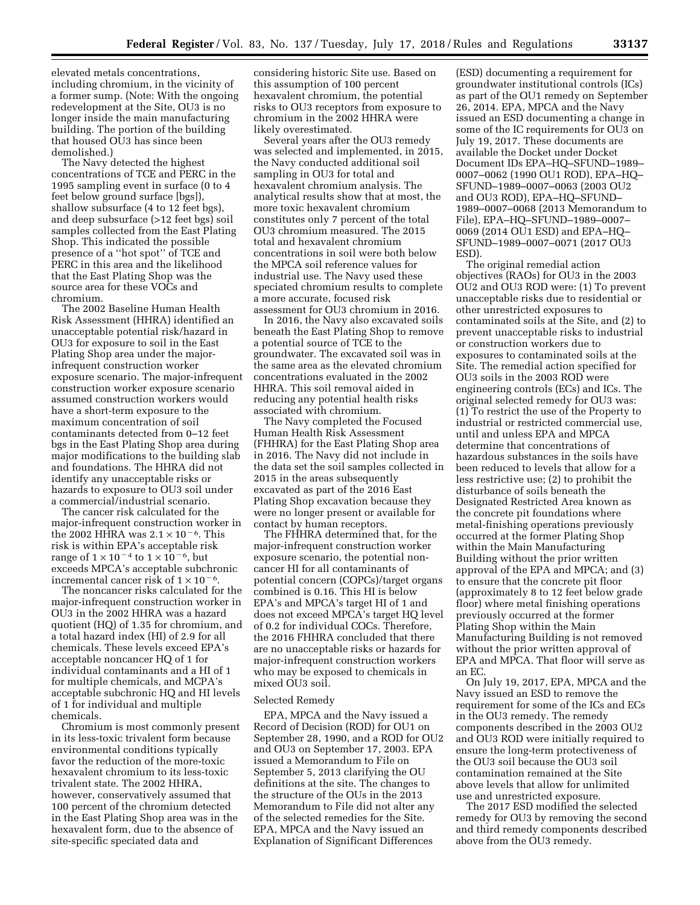elevated metals concentrations, including chromium, in the vicinity of a former sump. (Note: With the ongoing redevelopment at the Site, OU3 is no longer inside the main manufacturing building. The portion of the building that housed OU3 has since been demolished.)

The Navy detected the highest concentrations of TCE and PERC in the 1995 sampling event in surface (0 to 4 feet below ground surface [bgs]), shallow subsurface (4 to 12 feet bgs), and deep subsurface (>12 feet bgs) soil samples collected from the East Plating Shop. This indicated the possible presence of a ''hot spot'' of TCE and PERC in this area and the likelihood that the East Plating Shop was the source area for these VOCs and chromium.

The 2002 Baseline Human Health Risk Assessment (HHRA) identified an unacceptable potential risk/hazard in OU3 for exposure to soil in the East Plating Shop area under the major-infrequent construction worker exposure scenario. The major-infrequent construction worker exposure scenario assumed construction workers would have a short-term exposure to the maximum concentration of soil contaminants detected from 0–12 feet bgs in the East Plating Shop area during major modifications to the building slab and foundations. The HHRA did not identify any unacceptable risks or hazards to exposure to OU3 soil under a commercial/industrial scenario.

The cancer risk calculated for the major-infrequent construction worker in the 2002 HHRA was $2.1 \times 10^{-6}$. This risk is within EPA's acceptable risk range of $1 \times 10^{-4}$ to $1 \times 10^{-6}$, but exceeds MPCA's acceptable subchronic incremental cancer risk of $1 \times 10^{-6}$.

The noncancer risks calculated for the major-infrequent construction worker in OU3 in the 2002 HHRA was a hazard quotient (HQ) of 1.35 for chromium, and a total hazard index (HI) of 2.9 for all chemicals. These levels exceed EPA's acceptable noncancer HQ of 1 for individual contaminants and a HI of 1 for multiple chemicals, and MCPA's acceptable subchronic HQ and HI levels of 1 for individual and multiple chemicals.

Chromium is most commonly present in its less-toxic trivalent form because environmental conditions typically favor the reduction of the more-toxic hexavalent chromium to its less-toxic trivalent state. The 2002 HHRA, however, conservatively assumed that 100 percent of the chromium detected in the East Plating Shop area was in the hexavalent form, due to the absence of site-specific speciated data and considering historic Site use. Based on this assumption of 100 percent hexavalent chromium, the potential risks to OU3 receptors from exposure to chromium in the 2002 HHRA were likely overestimated.

Several years after the OU3 remedy was selected and implemented, in 2015, the Navy conducted additional soil sampling in OU3 for total and hexavalent chromium analysis. The analytical results show that at most, the more toxic hexavalent chromium constitutes only 7 percent of the total OU3 chromium measured. The 2015 total and hexavalent chromium concentrations in soil were both below the MPCA soil reference values for industrial use. The Navy used these speciated chromium results to complete a more accurate, focused risk assessment for OU3 chromium in 2016.

In 2016, the Navy also excavated soils beneath the East Plating Shop to remove a potential source of TCE to the groundwater. The excavated soil was in the same area as the elevated chromium concentrations evaluated in the 2002 HHRA. This soil removal aided in reducing any potential health risks associated with chromium.

The Navy completed the Focused Human Health Risk Assessment (FHHRA) for the East Plating Shop area in 2016. The Navy did not include in the data set the soil samples collected in 2015 in the areas subsequently excavated as part of the 2016 East Plating Shop excavation because they were no longer present or available for contact by human receptors.

The FHHRA determined that, for the major-infrequent construction worker exposure scenario, the potential non-cancer HI for all contaminants of potential concern (COPCs)/target organs combined is 0.16. This HI is below EPA's and MPCA's target HI of 1 and does not exceed MPCA's target HQ level of 0.2 for individual COCs. Therefore, the 2016 FHHRA concluded that there are no unacceptable risks or hazards for major-infrequent construction workers who may be exposed to chemicals in mixed OU3 soil.

Selected Remedy

EPA, MPCA and the Navy issued a Record of Decision (ROD) for OU1 on September 28, 1990, and a ROD for OU2 and OU3 on September 17, 2003. EPA issued a Memorandum to File on September 5, 2013 clarifying the OU definitions at the site. The changes to the structure of the OUs in the 2013 Memorandum to File did not alter any of the selected remedies for the Site. EPA, MPCA and the Navy issued an Explanation of Significant Differences (ESD) documenting a requirement for groundwater institutional controls (ICs) as part of the OU1 remedy on September 26, 2014. EPA, MPCA and the Navy issued an ESD documenting a change in some of the IC requirements for OU3 on July 19, 2017. These documents are available the Docket under Docket Document IDs EPA–HQ–SFUND–1989–0007–0062 (1990 OU1 ROD), EPA–HQ–SFUND–1989–0007–0063 (2003 OU2 and OU3 ROD), EPA–HQ–SFUND–1989–0007–0068 (2013 Memorandum to File), EPA–HQ–SFUND–1989–0007–0069 (2014 OU1 ESD) and EPA–HQ–SFUND–1989–0007–0071 (2017 OU3 ESD).

The original remedial action objectives (RAOs) for OU3 in the 2003 OU2 and OU3 ROD were: (1) To prevent unacceptable risks due to residential or other unrestricted exposures to contaminated soils at the Site, and (2) to prevent unacceptable risks to industrial or construction workers due to exposures to contaminated soils at the Site. The remedial action specified for OU3 soils in the 2003 ROD were engineering controls (ECs) and ICs. The original selected remedy for OU3 was: (1) To restrict the use of the Property to industrial or restricted commercial use, until and unless EPA and MPCA determine that concentrations of hazardous substances in the soils have been reduced to levels that allow for a less restrictive use; (2) to prohibit the disturbance of soils beneath the Designated Restricted Area known as the concrete pit foundations where metal-finishing operations previously occurred at the former Plating Shop within the Main Manufacturing Building without the prior written approval of the EPA and MPCA; and (3) to ensure that the concrete pit floor (approximately 8 to 12 feet below grade floor) where metal finishing operations previously occurred at the former Plating Shop within the Main Manufacturing Building is not removed without the prior written approval of EPA and MPCA. That floor will serve as an EC.

On July 19, 2017, EPA, MPCA and the Navy issued an ESD to remove the requirement for some of the ICs and ECs in the OU3 remedy. The remedy components described in the 2003 OU2 and OU3 ROD were initially required to ensure the long-term protectiveness of the OU3 soil because the OU3 soil contamination remained at the Site above levels that allow for unlimited use and unrestricted exposure.

The 2017 ESD modified the selected remedy for OU3 by removing the second and third remedy components described above from the OU3 remedy.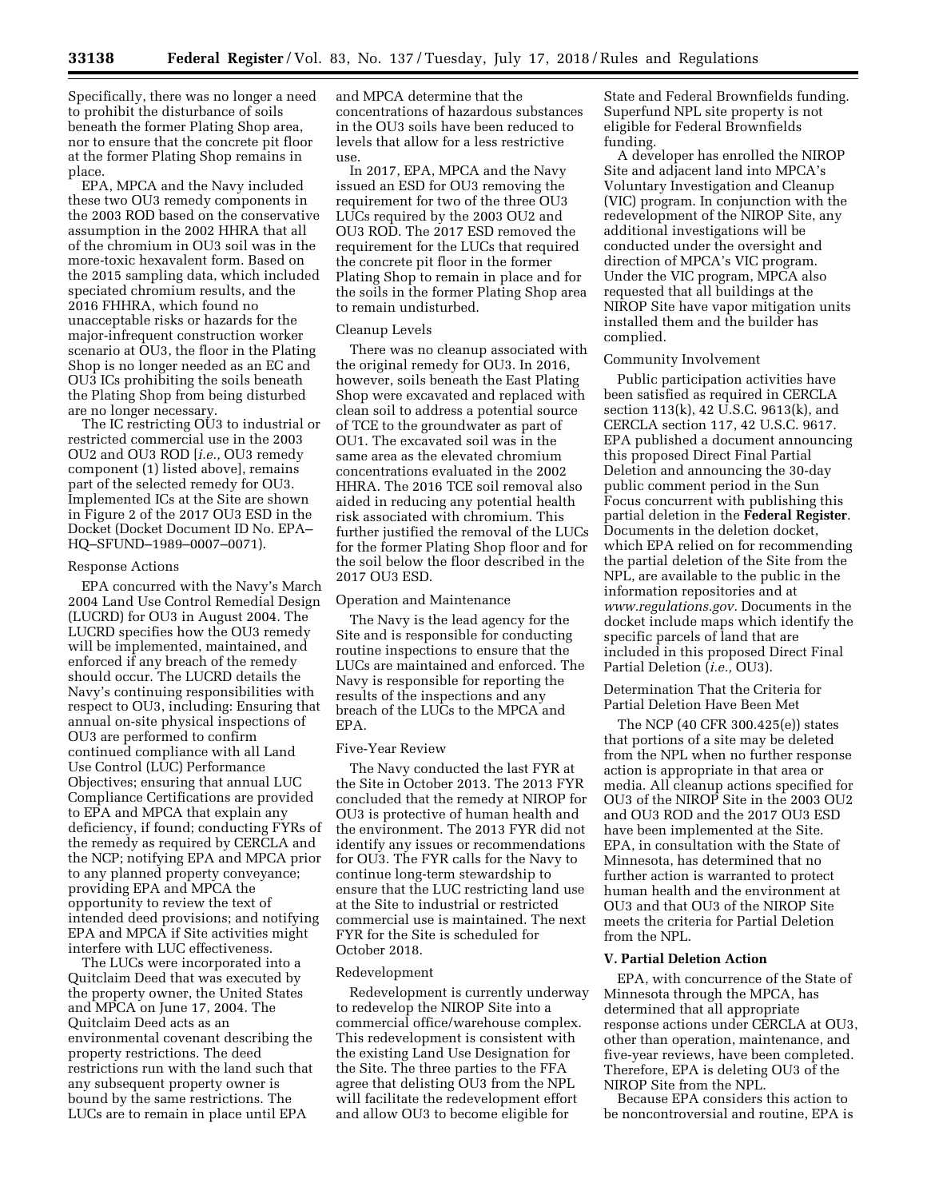Specifically, there was no longer a need to prohibit the disturbance of soils beneath the former Plating Shop area, nor to ensure that the concrete pit floor at the former Plating Shop remains in place.

EPA, MPCA and the Navy included these two OU3 remedy components in the 2003 ROD based on the conservative assumption in the 2002 HHRA that all of the chromium in OU3 soil was in the more-toxic hexavalent form. Based on the 2015 sampling data, which included speciated chromium results, and the 2016 FHHRA, which found no unacceptable risks or hazards for the major-infrequent construction worker scenario at OU3, the floor in the Plating Shop is no longer needed as an EC and OU3 ICs prohibiting the soils beneath the Plating Shop from being disturbed are no longer necessary.

The IC restricting OU3 to industrial or restricted commercial use in the 2003 OU2 and OU3 ROD [*i.e.,* OU3 remedy component (1) listed above], remains part of the selected remedy for OU3. Implemented ICs at the Site are shown in Figure 2 of the 2017 OU3 ESD in the Docket (Docket Document ID No. EPA–HQ–SFUND–1989–0007–0071).

Response Actions

EPA concurred with the Navy's March 2004 Land Use Control Remedial Design (LUCRD) for OU3 in August 2004. The LUCRD specifies how the OU3 remedy will be implemented, maintained, and enforced if any breach of the remedy should occur. The LUCRD details the Navy's continuing responsibilities with respect to OU3, including: Ensuring that annual on-site physical inspections of OU3 are performed to confirm continued compliance with all Land Use Control (LUC) Performance Objectives; ensuring that annual LUC Compliance Certifications are provided to EPA and MPCA that explain any deficiency, if found; conducting FYRs of the remedy as required by CERCLA and the NCP; notifying EPA and MPCA prior to any planned property conveyance; providing EPA and MPCA the opportunity to review the text of intended deed provisions; and notifying EPA and MPCA if Site activities might interfere with LUC effectiveness.

The LUCs were incorporated into a Quitclaim Deed that was executed by the property owner, the United States and MPCA on June 17, 2004. The Quitclaim Deed acts as an environmental covenant describing the property restrictions. The deed restrictions run with the land such that any subsequent property owner is bound by the same restrictions. The LUCs are to remain in place until EPA and MPCA determine that the concentrations of hazardous substances in the OU3 soils have been reduced to levels that allow for a less restrictive use.

In 2017, EPA, MPCA and the Navy issued an ESD for OU3 removing the requirement for two of the three OU3 LUCs required by the 2003 OU2 and OU3 ROD. The 2017 ESD removed the requirement for the LUCs that required the concrete pit floor in the former Plating Shop to remain in place and for the soils in the former Plating Shop area to remain undisturbed.

Cleanup Levels

There was no cleanup associated with the original remedy for OU3. In 2016, however, soils beneath the East Plating Shop were excavated and replaced with clean soil to address a potential source of TCE to the groundwater as part of OU1. The excavated soil was in the same area as the elevated chromium concentrations evaluated in the 2002 HHRA. The 2016 TCE soil removal also aided in reducing any potential health risk associated with chromium. This further justified the removal of the LUCs for the former Plating Shop floor and for the soil below the floor described in the 2017 OU3 ESD.

Operation and Maintenance

The Navy is the lead agency for the Site and is responsible for conducting routine inspections to ensure that the LUCs are maintained and enforced. The Navy is responsible for reporting the results of the inspections and any breach of the LUCs to the MPCA and EPA.

Five-Year Review

The Navy conducted the last FYR at the Site in October 2013. The 2013 FYR concluded that the remedy at NIROP for OU3 is protective of human health and the environment. The 2013 FYR did not identify any issues or recommendations for OU3. The FYR calls for the Navy to continue long-term stewardship to ensure that the LUC restricting land use at the Site to industrial or restricted commercial use is maintained. The next FYR for the Site is scheduled for October 2018.

Redevelopment

Redevelopment is currently underway to redevelop the NIROP Site into a commercial office/warehouse complex. This redevelopment is consistent with the existing Land Use Designation for the Site. The three parties to the FFA agree that delisting OU3 from the NPL will facilitate the redevelopment effort and allow OU3 to become eligible for State and Federal Brownfields funding. Superfund NPL site property is not eligible for Federal Brownfields funding.

A developer has enrolled the NIROP Site and adjacent land into MPCA's Voluntary Investigation and Cleanup (VIC) program. In conjunction with the redevelopment of the NIROP Site, any additional investigations will be conducted under the oversight and direction of MPCA's VIC program. Under the VIC program, MPCA also requested that all buildings at the NIROP Site have vapor mitigation units installed them and the builder has complied.

Community Involvement

Public participation activities have been satisfied as required in CERCLA section 113(k), 42 U.S.C. 9613(k), and CERCLA section 117, 42 U.S.C. 9617. EPA published a document announcing this proposed Direct Final Partial Deletion and announcing the 30-day public comment period in the Sun Focus concurrent with publishing this partial deletion in the **Federal Register**. Documents in the deletion docket, which EPA relied on for recommending the partial deletion of the Site from the NPL, are available to the public in the information repositories and at *www.regulations.gov*. Documents in the docket include maps which identify the specific parcels of land that are included in this proposed Direct Final Partial Deletion (*i.e.,* OU3).

Determination That the Criteria for Partial Deletion Have Been Met

The NCP (40 CFR 300.425(e)) states that portions of a site may be deleted from the NPL when no further response action is appropriate in that area or media. All cleanup actions specified for OU3 of the NIROP Site in the 2003 OU2 and OU3 ROD and the 2017 OU3 ESD have been implemented at the Site. EPA, in consultation with the State of Minnesota, has determined that no further action is warranted to protect human health and the environment at OU3 and that OU3 of the NIROP Site meets the criteria for Partial Deletion from the NPL.

## V. Partial Deletion Action

EPA, with concurrence of the State of Minnesota through the MPCA, has determined that all appropriate response actions under CERCLA at OU3, other than operation, maintenance, and five-year reviews, have been completed. Therefore, EPA is deleting OU3 of the NIROP Site from the NPL.

Because EPA considers this action to be noncontroversial and routine, EPA is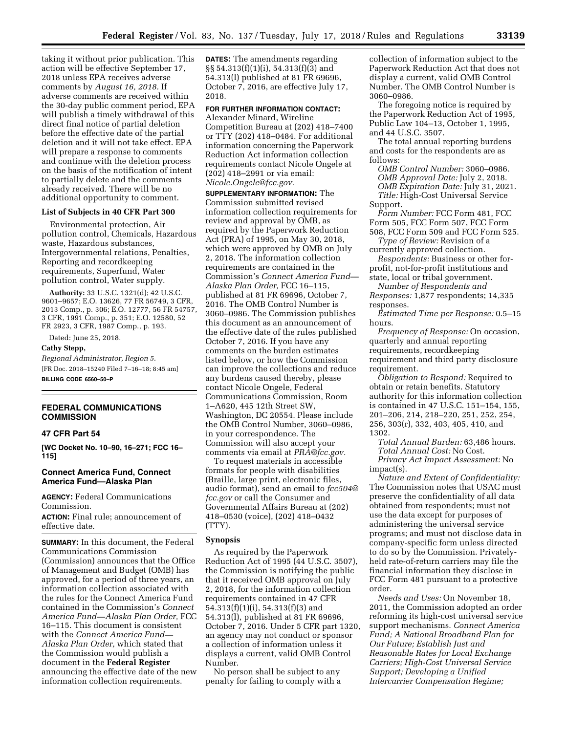taking it without prior publication. This action will be effective September 17, 2018 unless EPA receives adverse comments by *August 16, 2018.* If adverse comments are received within the 30-day public comment period, EPA will publish a timely withdrawal of this direct final notice of partial deletion before the effective date of the partial deletion and it will not take effect. EPA will prepare a response to comments and continue with the deletion process on the basis of the notification of intent to partially delete and the comments already received. There will be no additional opportunity to comment.

### List of Subjects in 40 CFR Part 300

Environmental protection, Air pollution control, Chemicals, Hazardous waste, Hazardous substances, Intergovernmental relations, Penalties, Reporting and recordkeeping requirements, Superfund, Water pollution control, Water supply.

**Authority:** 33 U.S.C. 1321(d); 42 U.S.C. 9601–9657; E.O. 13626, 77 FR 56749, 3 CFR, 2013 Comp., p. 306; E.O. 12777, 56 FR 54757, 3 CFR, 1991 Comp., p. 351; E.O. 12580, 52 FR 2923, 3 CFR, 1987 Comp., p. 193.

Dated: June 25, 2018.

**Cathy Stepp,**

*Regional Administrator, Region 5.*

[FR Doc. 2018–15240 Filed 7–16–18; 8:45 am]

**BILLING CODE 6560–50–P**

## FEDERAL COMMUNICATIONS COMMISSION

### 47 CFR Part 54

**[WC Docket No. 10–90, 16–271; FCC 16–115]**

### Connect America Fund, Connect America Fund—Alaska Plan

**AGENCY:** Federal Communications Commission.

**ACTION:** Final rule; announcement of effective date.

**SUMMARY:** In this document, the Federal Communications Commission (Commission) announces that the Office of Management and Budget (OMB) has approved, for a period of three years, an information collection associated with the rules for the Connect America Fund contained in the Commission's *Connect America Fund—Alaska Plan Order,* FCC 16–115. This document is consistent with the *Connect America Fund—Alaska Plan Order,* which stated that the Commission would publish a document in the **Federal Register** announcing the effective date of the new information collection requirements.

**DATES:** The amendments regarding §§ 54.313(f)(1)(i), 54.313(f)(3) and 54.313(l) published at 81 FR 69696, October 7, 2016, are effective July 17, 2018.

**FOR FURTHER INFORMATION CONTACT:** Alexander Minard, Wireline Competition Bureau at (202) 418–7400 or TTY (202) 418–0484. For additional information concerning the Paperwork Reduction Act information collection requirements contact Nicole Ongele at (202) 418–2991 or via email: *Nicole.Ongele@fcc.gov.*

**SUPPLEMENTARY INFORMATION:** The Commission submitted revised information collection requirements for review and approval by OMB, as required by the Paperwork Reduction Act (PRA) of 1995, on May 30, 2018, which were approved by OMB on July 2, 2018. The information collection requirements are contained in the Commission's *Connect America Fund—Alaska Plan Order,* FCC 16–115, published at 81 FR 69696, October 7, 2016. The OMB Control Number is 3060–0986. The Commission publishes this document as an announcement of the effective date of the rules published October 7, 2016. If you have any comments on the burden estimates listed below, or how the Commission can improve the collections and reduce any burdens caused thereby, please contact Nicole Ongele, Federal Communications Commission, Room 1–A620, 445 12th Street SW, Washington, DC 20554. Please include the OMB Control Number, 3060–0986, in your correspondence. The Commission will also accept your comments via email at *PRA@fcc.gov.*

To request materials in accessible formats for people with disabilities (Braille, large print, electronic files, audio format), send an email to *fcc504@fcc.gov* or call the Consumer and Governmental Affairs Bureau at (202) 418–0530 (voice), (202) 418–0432 (TTY).

### Synopsis

As required by the Paperwork Reduction Act of 1995 (44 U.S.C. 3507), the Commission is notifying the public that it received OMB approval on July 2, 2018, for the information collection requirements contained in 47 CFR 54.313(f)(1)(i), 54.313(f)(3) and 54.313(l), published at 81 FR 69696, October 7, 2016. Under 5 CFR part 1320, an agency may not conduct or sponsor a collection of information unless it displays a current, valid OMB Control Number.

No person shall be subject to any penalty for failing to comply with a collection of information subject to the Paperwork Reduction Act that does not display a current, valid OMB Control Number. The OMB Control Number is 3060–0986.

The foregoing notice is required by the Paperwork Reduction Act of 1995, Public Law 104–13, October 1, 1995, and 44 U.S.C. 3507.

The total annual reporting burdens and costs for the respondents are as follows:

*OMB Control Number:* 3060–0986.

*OMB Approval Date:* July 2, 2018.

*OMB Expiration Date:* July 31, 2021.

*Title:* High-Cost Universal Service Support.

*Form Number:* FCC Form 481, FCC Form 505, FCC Form 507, FCC Form 508, FCC Form 509 and FCC Form 525.

*Type of Review:* Revision of a currently approved collection.

*Respondents:* Business or other for-profit, not-for-profit institutions and state, local or tribal government.

*Number of Respondents and Responses:* 1,877 respondents; 14,335 responses.

*Estimated Time per Response:* 0.5–15 hours.

*Frequency of Response:* On occasion, quarterly and annual reporting requirements, recordkeeping requirement and third party disclosure requirement.

*Obligation to Respond:* Required to obtain or retain benefits. Statutory authority for this information collection is contained in 47 U.S.C. 151–154, 155, 201–206, 214, 218–220, 251, 252, 254, 256, 303(r), 332, 403, 405, 410, and 1302.

*Total Annual Burden:* 63,486 hours.

*Total Annual Cost:* No Cost.

*Privacy Act Impact Assessment:* No impact(s).

*Nature and Extent of Confidentiality:* The Commission notes that USAC must preserve the confidentiality of all data obtained from respondents; must not use the data except for purposes of administering the universal service programs; and must not disclose data in company-specific form unless directed to do so by the Commission. Privately-held rate-of-return carriers may file the financial information they disclose in FCC Form 481 pursuant to a protective order.

*Needs and Uses:* On November 18, 2011, the Commission adopted an order reforming its high-cost universal service support mechanisms. *Connect America Fund; A National Broadband Plan for Our Future; Establish Just and Reasonable Rates for Local Exchange Carriers; High-Cost Universal Service Support; Developing a Unified Intercarrier Compensation Regime;*